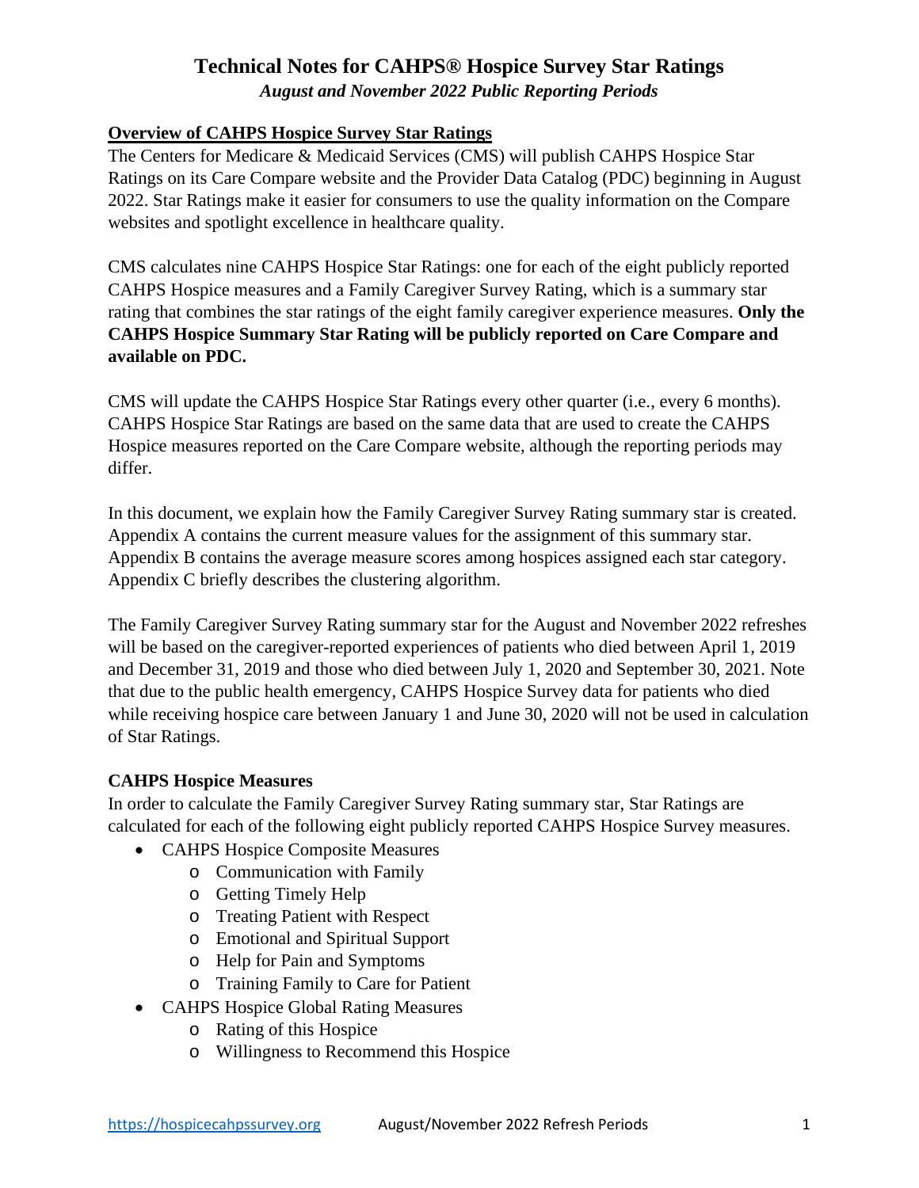# Technical Notes for CAHPS® Hospice Survey Star Ratings

***August and November 2022 Public Reporting Periods***

## Overview of CAHPS Hospice Survey Star Ratings

The Centers for Medicare & Medicaid Services (CMS) will publish CAHPS Hospice Star Ratings on its Care Compare website and the Provider Data Catalog (PDC) beginning in August 2022. Star Ratings make it easier for consumers to use the quality information on the Compare websites and spotlight excellence in healthcare quality.

CMS calculates nine CAHPS Hospice Star Ratings: one for each of the eight publicly reported CAHPS Hospice measures and a Family Caregiver Survey Rating, which is a summary star rating that combines the star ratings of the eight family caregiver experience measures. **Only the CAHPS Hospice Summary Star Rating will be publicly reported on Care Compare and available on PDC.**

CMS will update the CAHPS Hospice Star Ratings every other quarter (i.e., every 6 months). CAHPS Hospice Star Ratings are based on the same data that are used to create the CAHPS Hospice measures reported on the Care Compare website, although the reporting periods may differ.

In this document, we explain how the Family Caregiver Survey Rating summary star is created. Appendix A contains the current measure values for the assignment of this summary star. Appendix B contains the average measure scores among hospices assigned each star category. Appendix C briefly describes the clustering algorithm.

The Family Caregiver Survey Rating summary star for the August and November 2022 refreshes will be based on the caregiver-reported experiences of patients who died between April 1, 2019 and December 31, 2019 and those who died between July 1, 2020 and September 30, 2021. Note that due to the public health emergency, CAHPS Hospice Survey data for patients who died while receiving hospice care between January 1 and June 30, 2020 will not be used in calculation of Star Ratings.

### CAHPS Hospice Measures

In order to calculate the Family Caregiver Survey Rating summary star, Star Ratings are calculated for each of the following eight publicly reported CAHPS Hospice Survey measures.

- CAHPS Hospice Composite Measures
  - Communication with Family
  - Getting Timely Help
  - Treating Patient with Respect
  - Emotional and Spiritual Support
  - Help for Pain and Symptoms
  - Training Family to Care for Patient
- CAHPS Hospice Global Rating Measures
  - Rating of this Hospice
  - Willingness to Recommend this Hospice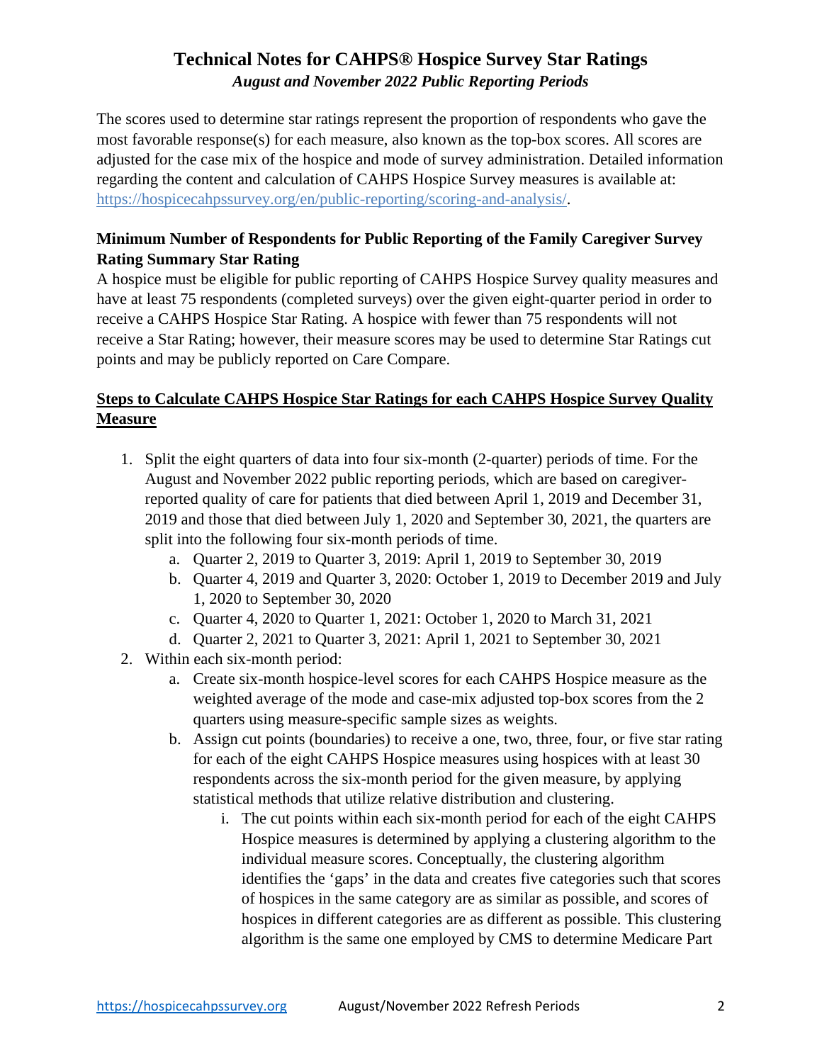## Technical Notes for CAHPS® Hospice Survey Star Ratings

*August and November 2022 Public Reporting Periods*

The scores used to determine star ratings represent the proportion of respondents who gave the most favorable response(s) for each measure, also known as the top-box scores. All scores are adjusted for the case mix of the hospice and mode of survey administration. Detailed information regarding the content and calculation of CAHPS Hospice Survey measures is available at: https://hospicecahpssurvey.org/en/public-reporting/scoring-and-analysis/.

**Minimum Number of Respondents for Public Reporting of the Family Caregiver Survey Rating Summary Star Rating**

A hospice must be eligible for public reporting of CAHPS Hospice Survey quality measures and have at least 75 respondents (completed surveys) over the given eight-quarter period in order to receive a CAHPS Hospice Star Rating. A hospice with fewer than 75 respondents will not receive a Star Rating; however, their measure scores may be used to determine Star Ratings cut points and may be publicly reported on Care Compare.

**Steps to Calculate CAHPS Hospice Star Ratings for each CAHPS Hospice Survey Quality Measure**

1. Split the eight quarters of data into four six-month (2-quarter) periods of time. For the August and November 2022 public reporting periods, which are based on caregiver-reported quality of care for patients that died between April 1, 2019 and December 31, 2019 and those that died between July 1, 2020 and September 30, 2021, the quarters are split into the following four six-month periods of time.
   a. Quarter 2, 2019 to Quarter 3, 2019: April 1, 2019 to September 30, 2019
   b. Quarter 4, 2019 and Quarter 3, 2020: October 1, 2019 to December 2019 and July 1, 2020 to September 30, 2020
   c. Quarter 4, 2020 to Quarter 1, 2021: October 1, 2020 to March 31, 2021
   d. Quarter 2, 2021 to Quarter 3, 2021: April 1, 2021 to September 30, 2021
2. Within each six-month period:
   a. Create six-month hospice-level scores for each CAHPS Hospice measure as the weighted average of the mode and case-mix adjusted top-box scores from the 2 quarters using measure-specific sample sizes as weights.
   b. Assign cut points (boundaries) to receive a one, two, three, four, or five star rating for each of the eight CAHPS Hospice measures using hospices with at least 30 respondents across the six-month period for the given measure, by applying statistical methods that utilize relative distribution and clustering.
      i. The cut points within each six-month period for each of the eight CAHPS Hospice measures is determined by applying a clustering algorithm to the individual measure scores. Conceptually, the clustering algorithm identifies the 'gaps' in the data and creates five categories such that scores of hospices in the same category are as similar as possible, and scores of hospices in different categories are as different as possible. This clustering algorithm is the same one employed by CMS to determine Medicare Part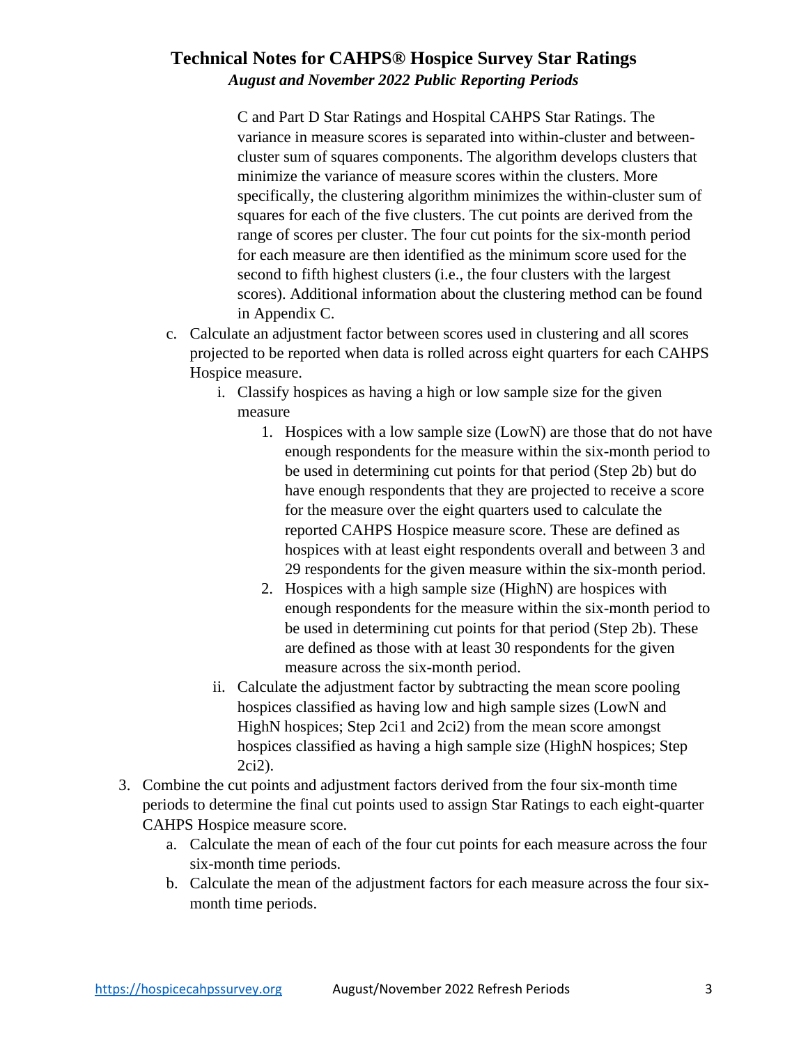C and Part D Star Ratings and Hospital CAHPS Star Ratings. The variance in measure scores is separated into within-cluster and between-cluster sum of squares components. The algorithm develops clusters that minimize the variance of measure scores within the clusters. More specifically, the clustering algorithm minimizes the within-cluster sum of squares for each of the five clusters. The cut points are derived from the range of scores per cluster. The four cut points for the six-month period for each measure are then identified as the minimum score used for the second to fifth highest clusters (i.e., the four clusters with the largest scores). Additional information about the clustering method can be found in Appendix C.

   c. Calculate an adjustment factor between scores used in clustering and all scores projected to be reported when data is rolled across eight quarters for each CAHPS Hospice measure.
      i. Classify hospices as having a high or low sample size for the given measure
         1. Hospices with a low sample size (LowN) are those that do not have enough respondents for the measure within the six-month period to be used in determining cut points for that period (Step 2b) but do have enough respondents that they are projected to receive a score for the measure over the eight quarters used to calculate the reported CAHPS Hospice measure score. These are defined as hospices with at least eight respondents overall and between 3 and 29 respondents for the given measure within the six-month period.
         2. Hospices with a high sample size (HighN) are hospices with enough respondents for the measure within the six-month period to be used in determining cut points for that period (Step 2b). These are defined as those with at least 30 respondents for the given measure across the six-month period.
      ii. Calculate the adjustment factor by subtracting the mean score pooling hospices classified as having low and high sample sizes (LowN and HighN hospices; Step 2ci1 and 2ci2) from the mean score amongst hospices classified as having a high sample size (HighN hospices; Step 2ci2).

3. Combine the cut points and adjustment factors derived from the four six-month time periods to determine the final cut points used to assign Star Ratings to each eight-quarter CAHPS Hospice measure score.
   a. Calculate the mean of each of the four cut points for each measure across the four six-month time periods.
   b. Calculate the mean of the adjustment factors for each measure across the four six-month time periods.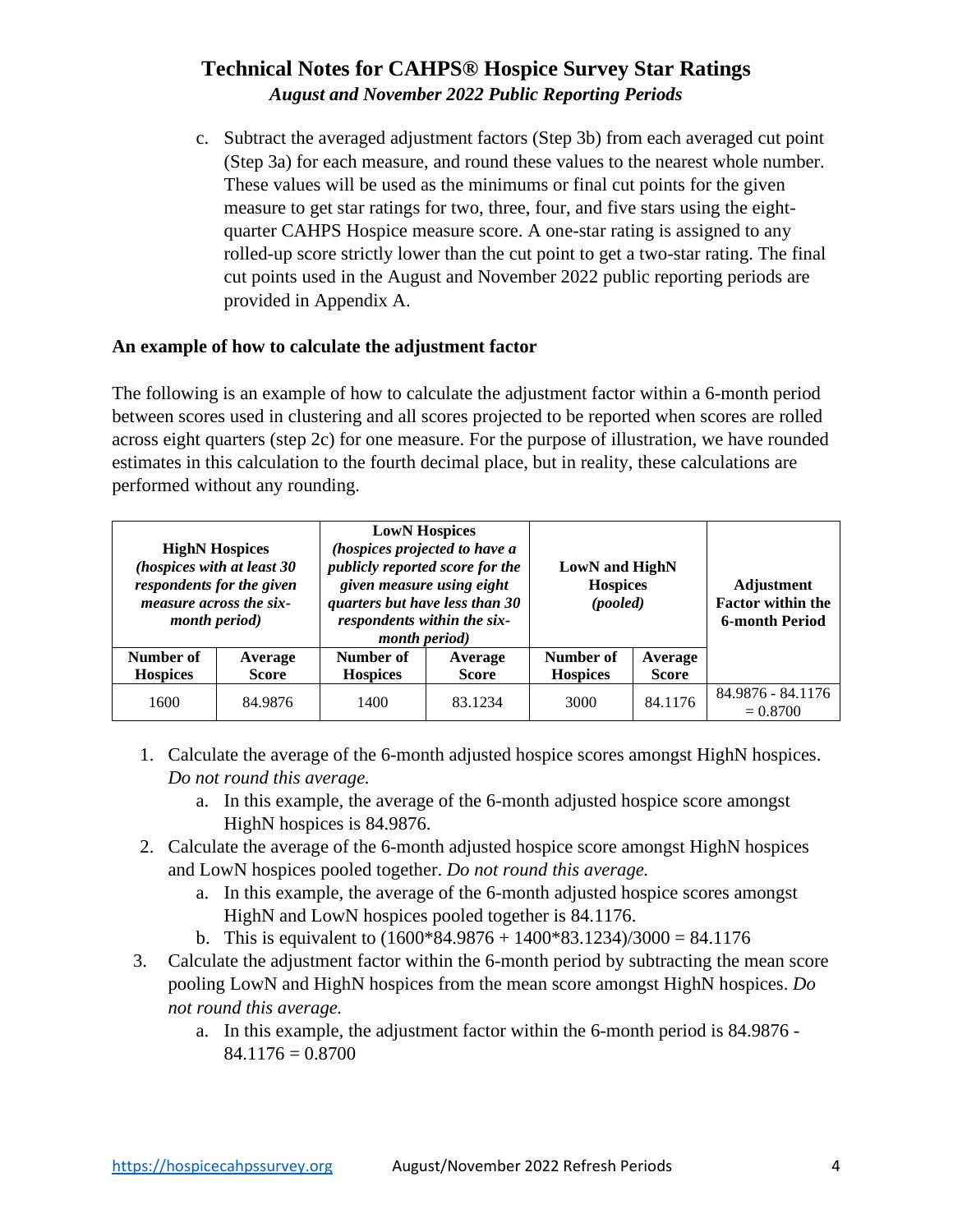c. Subtract the averaged adjustment factors (Step 3b) from each averaged cut point (Step 3a) for each measure, and round these values to the nearest whole number. These values will be used as the minimums or final cut points for the given measure to get star ratings for two, three, four, and five stars using the eight-quarter CAHPS Hospice measure score. A one-star rating is assigned to any rolled-up score strictly lower than the cut point to get a two-star rating. The final cut points used in the August and November 2022 public reporting periods are provided in Appendix A.

**An example of how to calculate the adjustment factor**

The following is an example of how to calculate the adjustment factor within a 6-month period between scores used in clustering and all scores projected to be reported when scores are rolled across eight quarters (step 2c) for one measure. For the purpose of illustration, we have rounded estimates in this calculation to the fourth decimal place, but in reality, these calculations are performed without any rounding.

| **HighN Hospices** *(hospices with at least 30 respondents for the given measure across the six-month period)* | | **LowN Hospices** *(hospices projected to have a publicly reported score for the given measure using eight quarters but have less than 30 respondents within the six-month period)* | | **LowN and HighN Hospices** *(pooled)* | | **Adjustment Factor within the 6-month Period** |
|---|---|---|---|---|---|---|
| **Number of Hospices** | **Average Score** | **Number of Hospices** | **Average Score** | **Number of Hospices** | **Average Score** | |
| 1600 | 84.9876 | 1400 | 83.1234 | 3000 | 84.1176 | 84.9876 - 84.1176 = 0.8700 |

1. Calculate the average of the 6-month adjusted hospice scores amongst HighN hospices. *Do not round this average.*
   a. In this example, the average of the 6-month adjusted hospice score amongst HighN hospices is 84.9876.
2. Calculate the average of the 6-month adjusted hospice score amongst HighN hospices and LowN hospices pooled together. *Do not round this average.*
   a. In this example, the average of the 6-month adjusted hospice scores amongst HighN and LowN hospices pooled together is 84.1176.
   b. This is equivalent to (1600*84.9876 + 1400*83.1234)/3000 = 84.1176
3. Calculate the adjustment factor within the 6-month period by subtracting the mean score pooling LowN and HighN hospices from the mean score amongst HighN hospices. *Do not round this average.*
   a. In this example, the adjustment factor within the 6-month period is 84.9876 - 84.1176 = 0.8700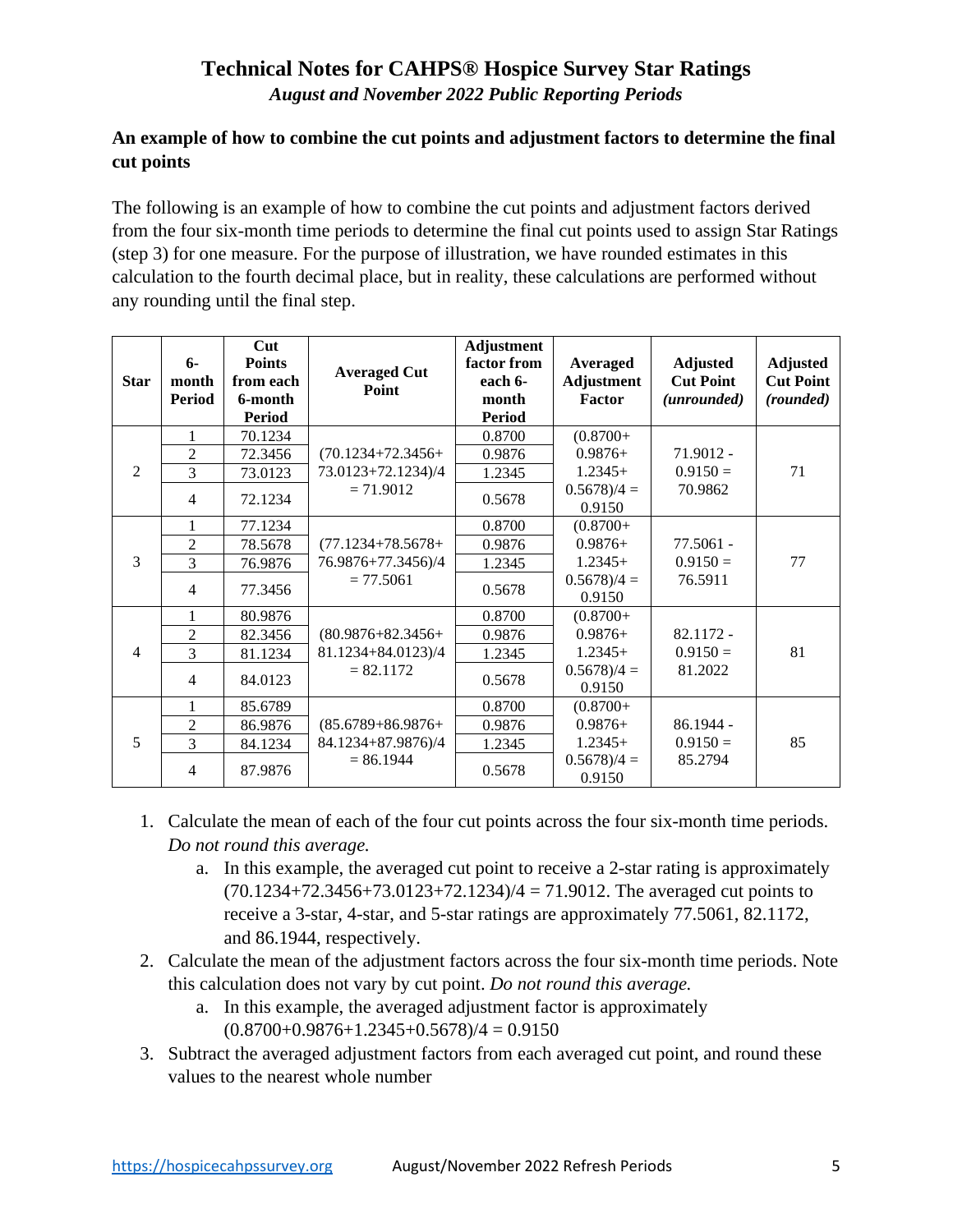# Technical Notes for CAHPS® Hospice Survey Star Ratings

*August and November 2022 Public Reporting Periods*

**An example of how to combine the cut points and adjustment factors to determine the final cut points**

The following is an example of how to combine the cut points and adjustment factors derived from the four six-month time periods to determine the final cut points used to assign Star Ratings (step 3) for one measure. For the purpose of illustration, we have rounded estimates in this calculation to the fourth decimal place, but in reality, these calculations are performed without any rounding until the final step.

| Star | 6-month Period | Cut Points from each 6-month Period | Averaged Cut Point | Adjustment factor from each 6-month Period | Averaged Adjustment Factor | Adjusted Cut Point *(unrounded)* | Adjusted Cut Point *(rounded)* |
|---|---|---|---|---|---|---|---|
| 2 | 1 | 70.1234 | (70.1234+72.3456+73.0123+72.1234)/4 = 71.9012 | 0.8700 | (0.8700+ 0.9876+ 1.2345+ 0.5678)/4 = 0.9150 | 71.9012 - 0.9150 = 70.9862 | 71 |
| | 2 | 72.3456 | | 0.9876 | | | |
| | 3 | 73.0123 | | 1.2345 | | | |
| | 4 | 72.1234 | | 0.5678 | | | |
| 3 | 1 | 77.1234 | (77.1234+78.5678+76.9876+77.3456)/4 = 77.5061 | 0.8700 | (0.8700+ 0.9876+ 1.2345+ 0.5678)/4 = 0.9150 | 77.5061 - 0.9150 = 76.5911 | 77 |
| | 2 | 78.5678 | | 0.9876 | | | |
| | 3 | 76.9876 | | 1.2345 | | | |
| | 4 | 77.3456 | | 0.5678 | | | |
| 4 | 1 | 80.9876 | (80.9876+82.3456+81.1234+84.0123)/4 = 82.1172 | 0.8700 | (0.8700+ 0.9876+ 1.2345+ 0.5678)/4 = 0.9150 | 82.1172 - 0.9150 = 81.2022 | 81 |
| | 2 | 82.3456 | | 0.9876 | | | |
| | 3 | 81.1234 | | 1.2345 | | | |
| | 4 | 84.0123 | | 0.5678 | | | |
| 5 | 1 | 85.6789 | (85.6789+86.9876+84.1234+87.9876)/4 = 86.1944 | 0.8700 | (0.8700+ 0.9876+ 1.2345+ 0.5678)/4 = 0.9150 | 86.1944 - 0.9150 = 85.2794 | 85 |
| | 2 | 86.9876 | | 0.9876 | | | |
| | 3 | 84.1234 | | 1.2345 | | | |
| | 4 | 87.9876 | | 0.5678 | | | |

1. Calculate the mean of each of the four cut points across the four six-month time periods. *Do not round this average.*
   a. In this example, the averaged cut point to receive a 2-star rating is approximately (70.1234+72.3456+73.0123+72.1234)/4 = 71.9012. The averaged cut points to receive a 3-star, 4-star, and 5-star ratings are approximately 77.5061, 82.1172, and 86.1944, respectively.
2. Calculate the mean of the adjustment factors across the four six-month time periods. Note this calculation does not vary by cut point. *Do not round this average.*
   a. In this example, the averaged adjustment factor is approximately (0.8700+0.9876+1.2345+0.5678)/4 = 0.9150
3. Subtract the averaged adjustment factors from each averaged cut point, and round these values to the nearest whole number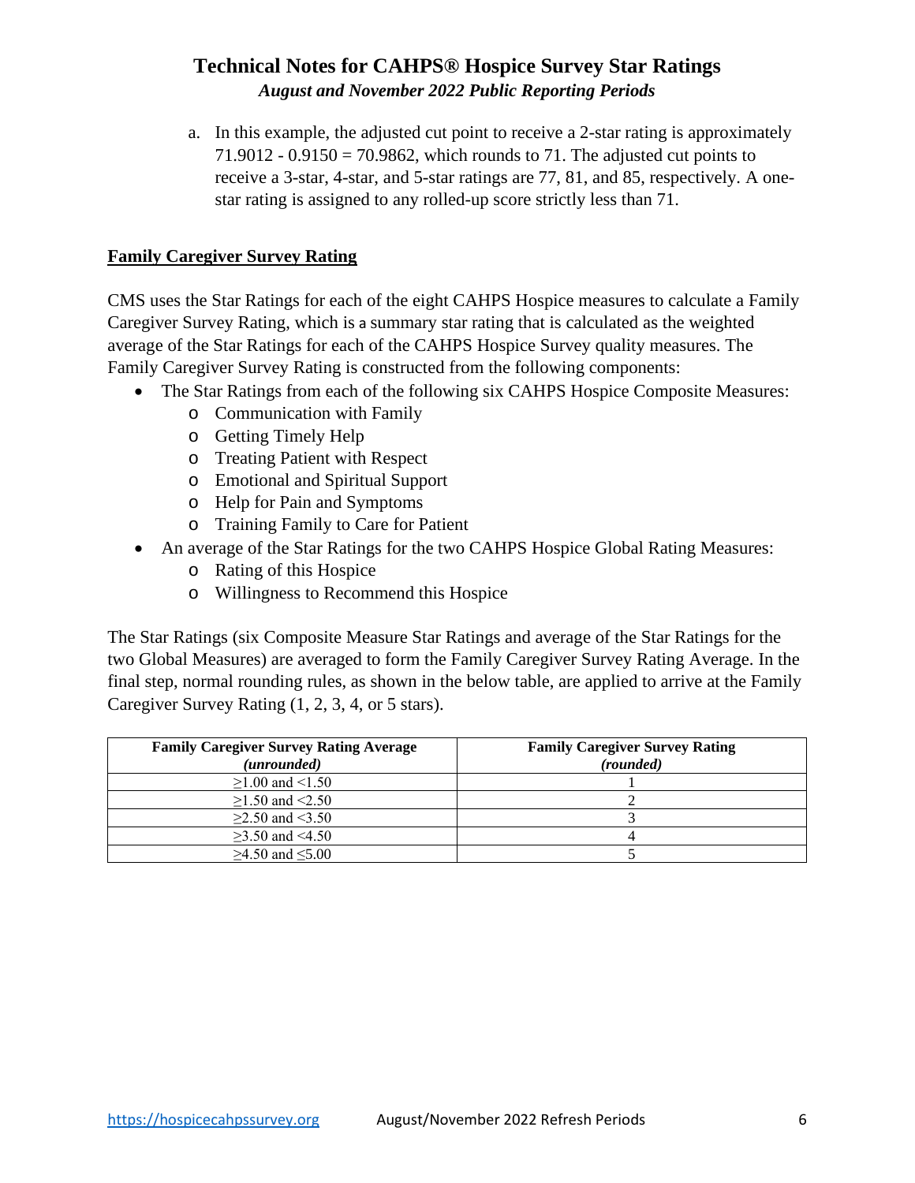a. In this example, the adjusted cut point to receive a 2-star rating is approximately 71.9012 - 0.9150 = 70.9862, which rounds to 71. The adjusted cut points to receive a 3-star, 4-star, and 5-star ratings are 77, 81, and 85, respectively. A one-star rating is assigned to any rolled-up score strictly less than 71.

## Family Caregiver Survey Rating

CMS uses the Star Ratings for each of the eight CAHPS Hospice measures to calculate a Family Caregiver Survey Rating, which is a summary star rating that is calculated as the weighted average of the Star Ratings for each of the CAHPS Hospice Survey quality measures. The Family Caregiver Survey Rating is constructed from the following components:

- The Star Ratings from each of the following six CAHPS Hospice Composite Measures:
  - Communication with Family
  - Getting Timely Help
  - Treating Patient with Respect
  - Emotional and Spiritual Support
  - Help for Pain and Symptoms
  - Training Family to Care for Patient
- An average of the Star Ratings for the two CAHPS Hospice Global Rating Measures:
  - Rating of this Hospice
  - Willingness to Recommend this Hospice

The Star Ratings (six Composite Measure Star Ratings and average of the Star Ratings for the two Global Measures) are averaged to form the Family Caregiver Survey Rating Average. In the final step, normal rounding rules, as shown in the below table, are applied to arrive at the Family Caregiver Survey Rating (1, 2, 3, 4, or 5 stars).

| **Family Caregiver Survey Rating Average** *(unrounded)* | **Family Caregiver Survey Rating** *(rounded)* |
|---|---|
| ≥1.00 and <1.50 | 1 |
| ≥1.50 and <2.50 | 2 |
| ≥2.50 and <3.50 | 3 |
| ≥3.50 and <4.50 | 4 |
| ≥4.50 and ≤5.00 | 5 |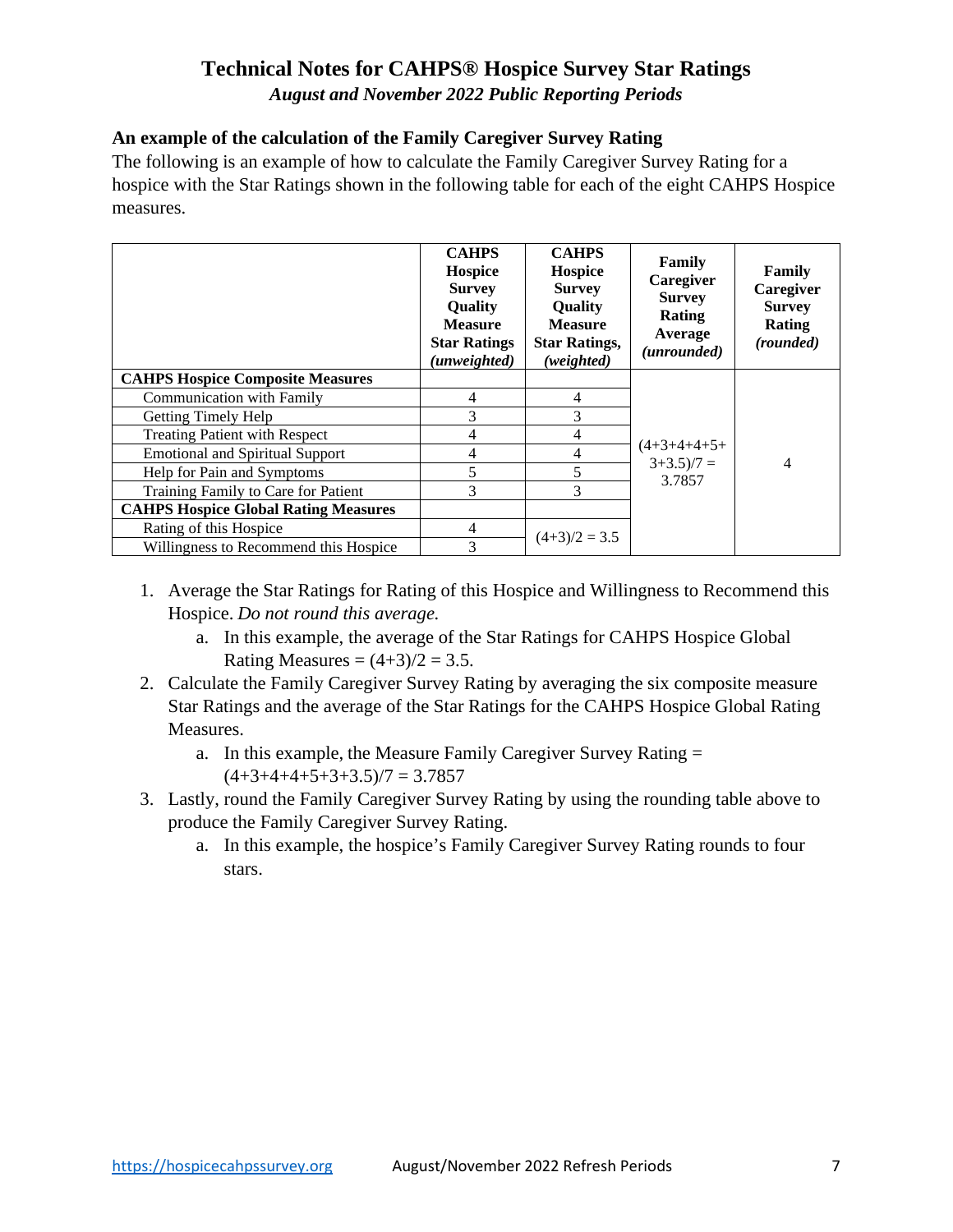# Technical Notes for CAHPS® Hospice Survey Star Ratings

*August and November 2022 Public Reporting Periods*

### An example of the calculation of the Family Caregiver Survey Rating

The following is an example of how to calculate the Family Caregiver Survey Rating for a hospice with the Star Ratings shown in the following table for each of the eight CAHPS Hospice measures.

| | **CAHPS Hospice Survey Quality Measure Star Ratings** *(unweighted)* | **CAHPS Hospice Survey Quality Measure Star Ratings,** *(weighted)* | **Family Caregiver Survey Rating Average** *(unrounded)* | **Family Caregiver Survey Rating** *(rounded)* |
|---|---|---|---|---|
| **CAHPS Hospice Composite Measures** | | | (4+3+4+4+5+3+3.5)/7 = 3.7857 | 4 |
| Communication with Family | 4 | 4 | | |
| Getting Timely Help | 3 | 3 | | |
| Treating Patient with Respect | 4 | 4 | | |
| Emotional and Spiritual Support | 4 | 4 | | |
| Help for Pain and Symptoms | 5 | 5 | | |
| Training Family to Care for Patient | 3 | 3 | | |
| **CAHPS Hospice Global Rating Measures** | | | | |
| Rating of this Hospice | 4 | (4+3)/2 = 3.5 | | |
| Willingness to Recommend this Hospice | 3 | | | |

1. Average the Star Ratings for Rating of this Hospice and Willingness to Recommend this Hospice. *Do not round this average.*
   a. In this example, the average of the Star Ratings for CAHPS Hospice Global Rating Measures = (4+3)/2 = 3.5.
2. Calculate the Family Caregiver Survey Rating by averaging the six composite measure Star Ratings and the average of the Star Ratings for the CAHPS Hospice Global Rating Measures.
   a. In this example, the Measure Family Caregiver Survey Rating = (4+3+4+4+5+3+3.5)/7 = 3.7857
3. Lastly, round the Family Caregiver Survey Rating by using the rounding table above to produce the Family Caregiver Survey Rating.
   a. In this example, the hospice's Family Caregiver Survey Rating rounds to four stars.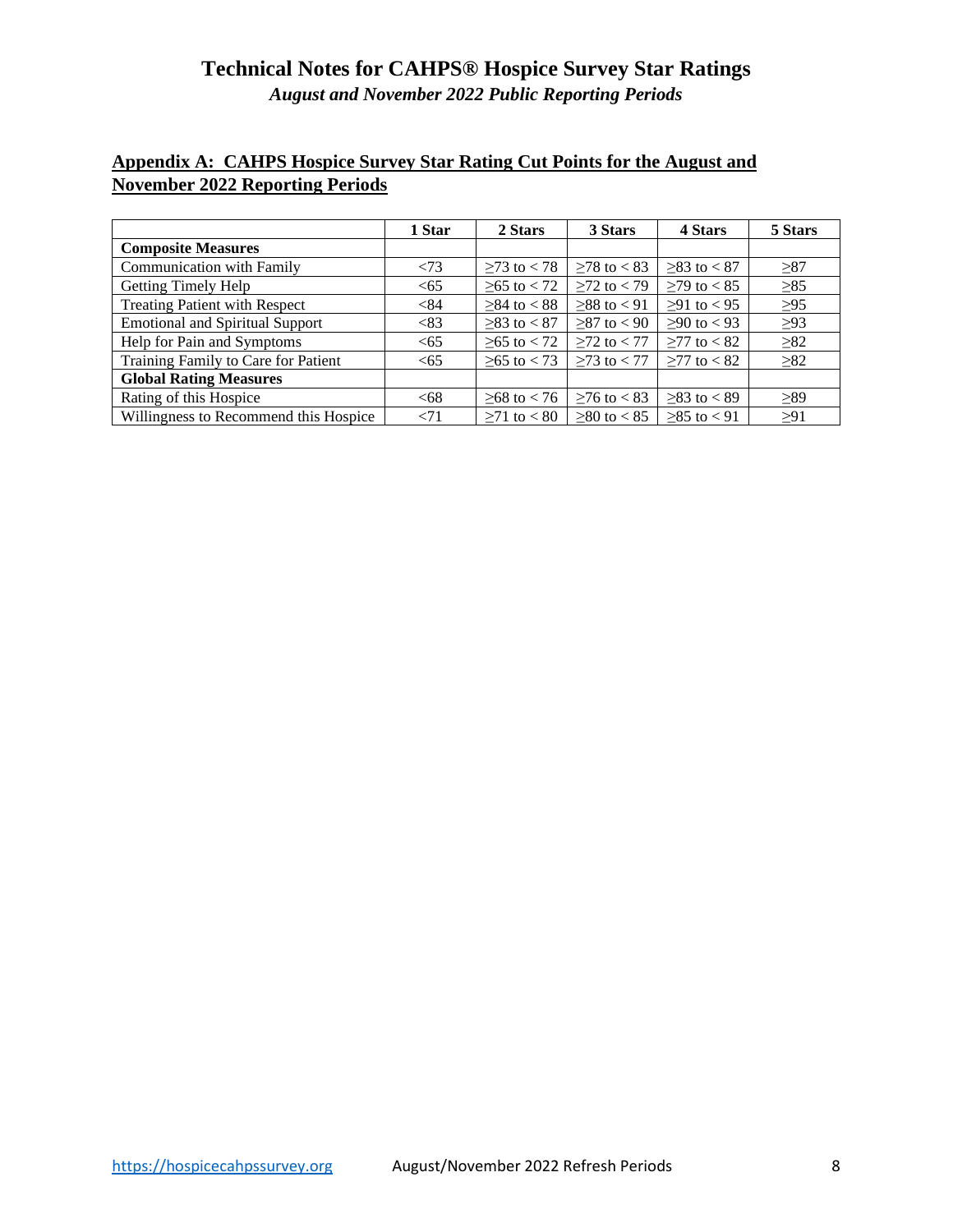## Appendix A: CAHPS Hospice Survey Star Rating Cut Points for the August and November 2022 Reporting Periods

| | 1 Star | 2 Stars | 3 Stars | 4 Stars | 5 Stars |
|---|---|---|---|---|---|
| **Composite Measures** | | | | | |
| Communication with Family | <73 | ≥73 to < 78 | ≥78 to < 83 | ≥83 to < 87 | ≥87 |
| Getting Timely Help | <65 | ≥65 to < 72 | ≥72 to < 79 | ≥79 to < 85 | ≥85 |
| Treating Patient with Respect | <84 | ≥84 to < 88 | ≥88 to < 91 | ≥91 to < 95 | ≥95 |
| Emotional and Spiritual Support | <83 | ≥83 to < 87 | ≥87 to < 90 | ≥90 to < 93 | ≥93 |
| Help for Pain and Symptoms | <65 | ≥65 to < 72 | ≥72 to < 77 | ≥77 to < 82 | ≥82 |
| Training Family to Care for Patient | <65 | ≥65 to < 73 | ≥73 to < 77 | ≥77 to < 82 | ≥82 |
| **Global Rating Measures** | | | | | |
| Rating of this Hospice | <68 | ≥68 to < 76 | ≥76 to < 83 | ≥83 to < 89 | ≥89 |
| Willingness to Recommend this Hospice | <71 | ≥71 to < 80 | ≥80 to < 85 | ≥85 to < 91 | ≥91 |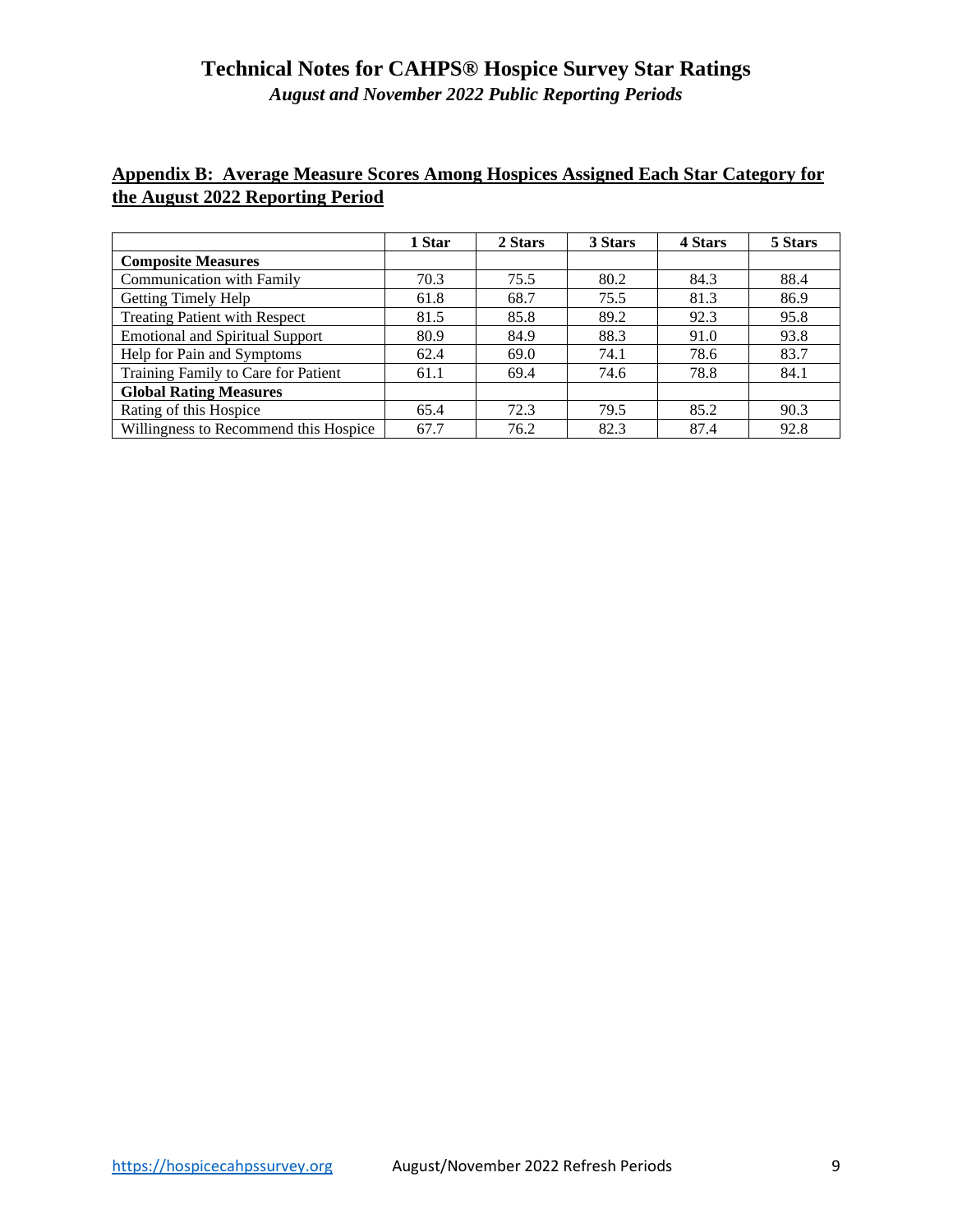## Appendix B: Average Measure Scores Among Hospices Assigned Each Star Category for the August 2022 Reporting Period

| | 1 Star | 2 Stars | 3 Stars | 4 Stars | 5 Stars |
|---|---|---|---|---|---|
| **Composite Measures** | | | | | |
| Communication with Family | 70.3 | 75.5 | 80.2 | 84.3 | 88.4 |
| Getting Timely Help | 61.8 | 68.7 | 75.5 | 81.3 | 86.9 |
| Treating Patient with Respect | 81.5 | 85.8 | 89.2 | 92.3 | 95.8 |
| Emotional and Spiritual Support | 80.9 | 84.9 | 88.3 | 91.0 | 93.8 |
| Help for Pain and Symptoms | 62.4 | 69.0 | 74.1 | 78.6 | 83.7 |
| Training Family to Care for Patient | 61.1 | 69.4 | 74.6 | 78.8 | 84.1 |
| **Global Rating Measures** | | | | | |
| Rating of this Hospice | 65.4 | 72.3 | 79.5 | 85.2 | 90.3 |
| Willingness to Recommend this Hospice | 67.7 | 76.2 | 82.3 | 87.4 | 92.8 |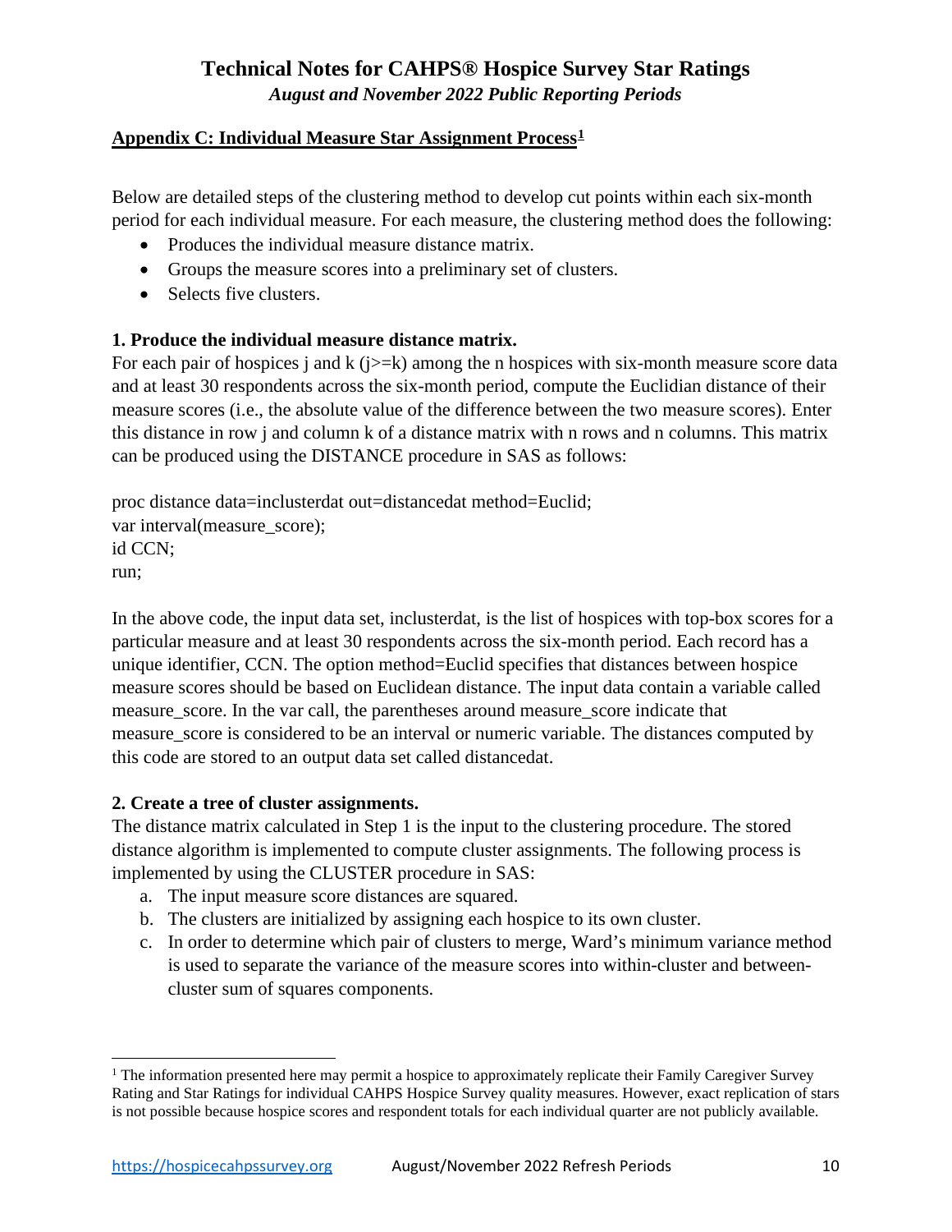# Technical Notes for CAHPS® Hospice Survey Star Ratings

*August and November 2022 Public Reporting Periods*

## Appendix C: Individual Measure Star Assignment Process[1]

Below are detailed steps of the clustering method to develop cut points within each six-month period for each individual measure. For each measure, the clustering method does the following:

- Produces the individual measure distance matrix.
- Groups the measure scores into a preliminary set of clusters.
- Selects five clusters.

### 1. Produce the individual measure distance matrix.

For each pair of hospices j and k (j>=k) among the n hospices with six-month measure score data and at least 30 respondents across the six-month period, compute the Euclidian distance of their measure scores (i.e., the absolute value of the difference between the two measure scores). Enter this distance in row j and column k of a distance matrix with n rows and n columns. This matrix can be produced using the DISTANCE procedure in SAS as follows:

```
proc distance data=inclusterdat out=distancedat method=Euclid;
var interval(measure_score);
id CCN;
run;
```

In the above code, the input data set, inclusterdat, is the list of hospices with top-box scores for a particular measure and at least 30 respondents across the six-month period. Each record has a unique identifier, CCN. The option method=Euclid specifies that distances between hospice measure scores should be based on Euclidean distance. The input data contain a variable called measure_score. In the var call, the parentheses around measure_score indicate that measure_score is considered to be an interval or numeric variable. The distances computed by this code are stored to an output data set called distancedat.

### 2. Create a tree of cluster assignments.

The distance matrix calculated in Step 1 is the input to the clustering procedure. The stored distance algorithm is implemented to compute cluster assignments. The following process is implemented by using the CLUSTER procedure in SAS:

a. The input measure score distances are squared.
b. The clusters are initialized by assigning each hospice to its own cluster.
c. In order to determine which pair of clusters to merge, Ward's minimum variance method is used to separate the variance of the measure scores into within-cluster and between-cluster sum of squares components.

[1] The information presented here may permit a hospice to approximately replicate their Family Caregiver Survey Rating and Star Ratings for individual CAHPS Hospice Survey quality measures. However, exact replication of stars is not possible because hospice scores and respondent totals for each individual quarter are not publicly available.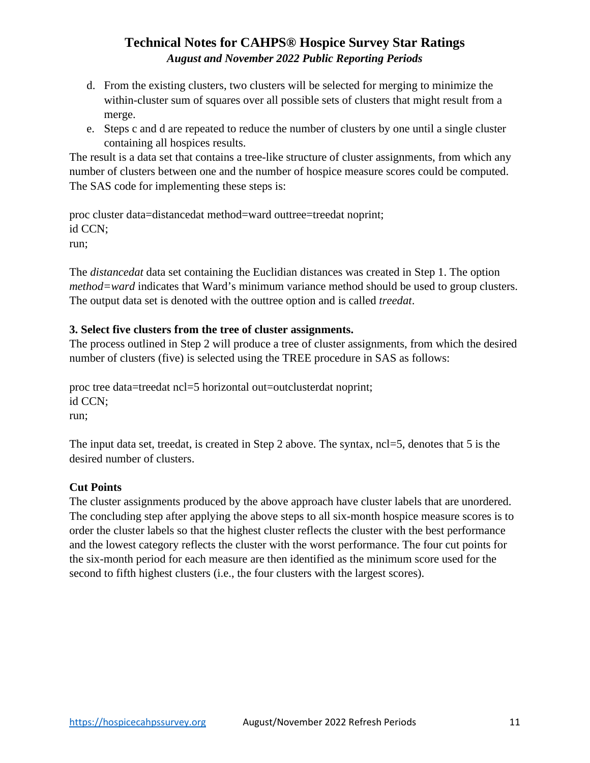d. From the existing clusters, two clusters will be selected for merging to minimize the within-cluster sum of squares over all possible sets of clusters that might result from a merge.
e. Steps c and d are repeated to reduce the number of clusters by one until a single cluster containing all hospices results.

The result is a data set that contains a tree-like structure of cluster assignments, from which any number of clusters between one and the number of hospice measure scores could be computed. The SAS code for implementing these steps is:

```
proc cluster data=distancedat method=ward outtree=treedat noprint;
id CCN;
run;
```

The *distancedat* data set containing the Euclidian distances was created in Step 1. The option *method=ward* indicates that Ward's minimum variance method should be used to group clusters. The output data set is denoted with the outtree option and is called *treedat*.

**3. Select five clusters from the tree of cluster assignments.**

The process outlined in Step 2 will produce a tree of cluster assignments, from which the desired number of clusters (five) is selected using the TREE procedure in SAS as follows:

```
proc tree data=treedat ncl=5 horizontal out=outclusterdat noprint;
id CCN;
run;
```

The input data set, treedat, is created in Step 2 above. The syntax, ncl=5, denotes that 5 is the desired number of clusters.

**Cut Points**

The cluster assignments produced by the above approach have cluster labels that are unordered. The concluding step after applying the above steps to all six-month hospice measure scores is to order the cluster labels so that the highest cluster reflects the cluster with the best performance and the lowest category reflects the cluster with the worst performance. The four cut points for the six-month period for each measure are then identified as the minimum score used for the second to fifth highest clusters (i.e., the four clusters with the largest scores).